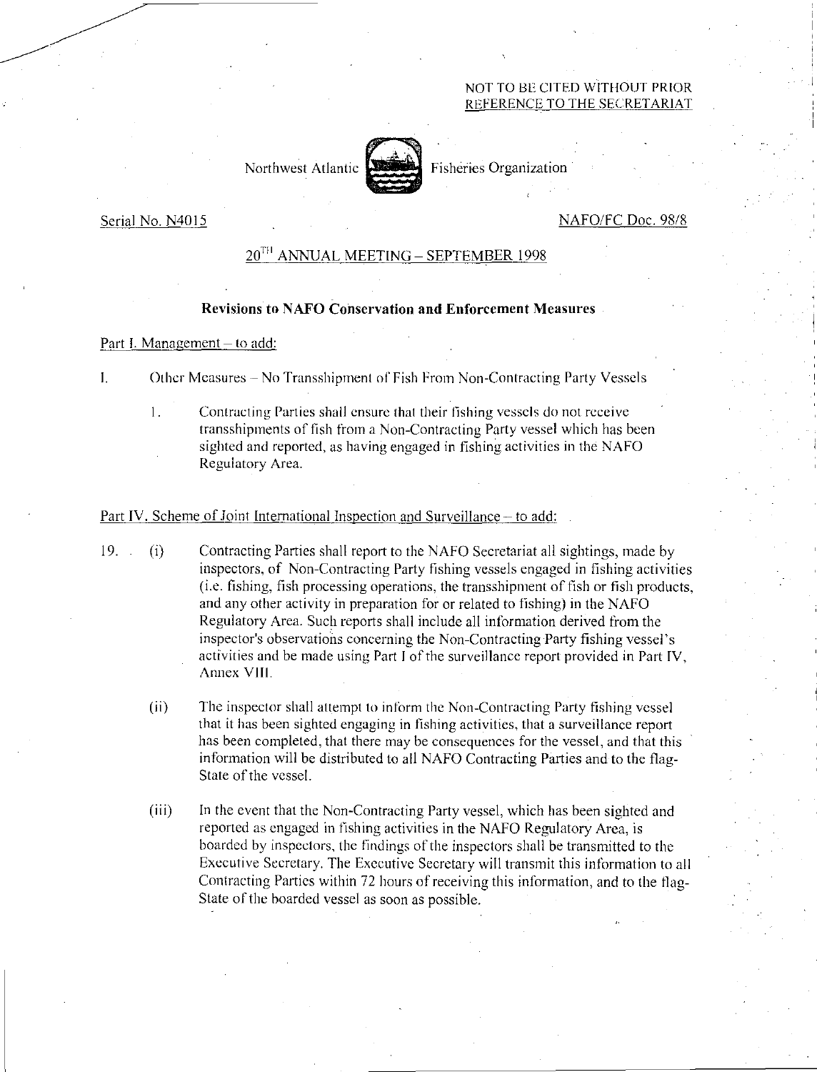NOT TO BE CITED WITHOUT PRIOR
REFERENCE TO THE SECRETARIAT

Northwest Atlantic Fisheries Organization

Serial No. N4015

NAFO/FC Doc. 98/8

## 20[TH] ANNUAL MEETING – SEPTEMBER 1998

### Revisions to NAFO Conservation and Enforcement Measures

Part I. Management – to add:

I. Other Measures – No Transshipment of Fish From Non-Contracting Party Vessels

1. Contracting Parties shall ensure that their fishing vessels do not receive transshipments of fish from a Non-Contracting Party vessel which has been sighted and reported, as having engaged in fishing activities in the NAFO Regulatory Area.

Part IV. Scheme of Joint International Inspection and Surveillance – to add:

19. (i) Contracting Parties shall report to the NAFO Secretariat all sightings, made by inspectors, of Non-Contracting Party fishing vessels engaged in fishing activities (i.e. fishing, fish processing operations, the transshipment of fish or fish products, and any other activity in preparation for or related to fishing) in the NAFO Regulatory Area. Such reports shall include all information derived from the inspector's observations concerning the Non-Contracting Party fishing vessel's activities and be made using Part I of the surveillance report provided in Part IV, Annex VIII.

(ii) The inspector shall attempt to inform the Non-Contracting Party fishing vessel that it has been sighted engaging in fishing activities, that a surveillance report has been completed, that there may be consequences for the vessel, and that this information will be distributed to all NAFO Contracting Parties and to the flag-State of the vessel.

(iii) In the event that the Non-Contracting Party vessel, which has been sighted and reported as engaged in fishing activities in the NAFO Regulatory Area, is boarded by inspectors, the findings of the inspectors shall be transmitted to the Executive Secretary. The Executive Secretary will transmit this information to all Contracting Parties within 72 hours of receiving this information, and to the flag-State of the boarded vessel as soon as possible.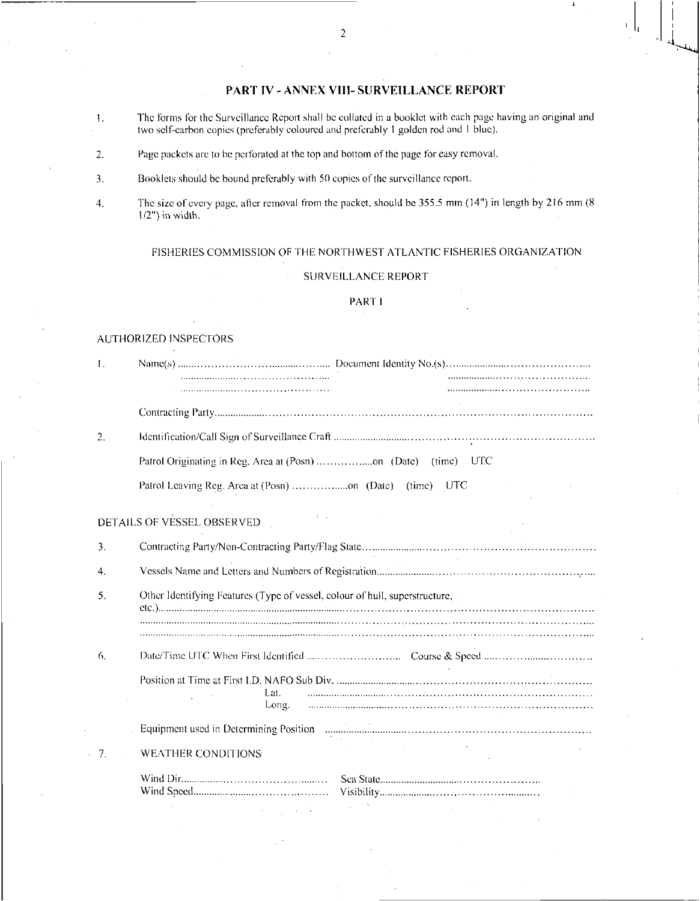## PART IV - ANNEX VIII- SURVEILLANCE REPORT

1. The forms for the Surveillance Report shall be collated in a booklet with each page having an original and two self-carbon copies (preferably coloured and preferably 1 golden rod and 1 blue).

2. Page packets are to be perforated at the top and bottom of the page for easy removal.

3. Booklets should be bound preferably with 50 copies of the surveillance report.

4. The size of every page, after removal from the packet, should be 355.5 mm (14") in length by 216 mm (8 1/2") in width.

FISHERIES COMMISSION OF THE NORTHWEST ATLANTIC FISHERIES ORGANIZATION

SURVEILLANCE REPORT

PART I

AUTHORIZED INSPECTORS

1. Name(s) .................................................. Document Identity No.(s)..................................................
   .................................................. ..................................................
   .................................................. ..................................................

   Contracting Party..................................................................................................................

2. Identification/Call Sign of Surveillance Craft ..................................................................................

   Patrol Originating in Reg. Area at (Posn) .................on (Date) (time) UTC

   Patrol Leaving Reg. Area at (Posn) .................on (Date) (time) UTC

DETAILS OF VESSEL OBSERVED

3. Contracting Party/Non-Contracting Party/Flag State........................................................................

4. Vessels Name and Letters and Numbers of Registration........................................................................

5. Other Identifying Features (Type of vessel, colour of hull, superstructure, etc.)..................................................................................................................................
   ..................................................................................................................................
   ..................................................................................................................................

6. Date/Time UTC When First Identified ................................ Course & Speed ................................

   Position at Time at First I.D. NAFO Sub Div. ..................................................................................
   Lat. ..................................................................................
   Long. ..................................................................................

   Equipment used in Determining Position ..................................................................................

7. WEATHER CONDITIONS

   Wind Dir.................................................. Sea State..................................................
   Wind Speed.................................................. Visibility..................................................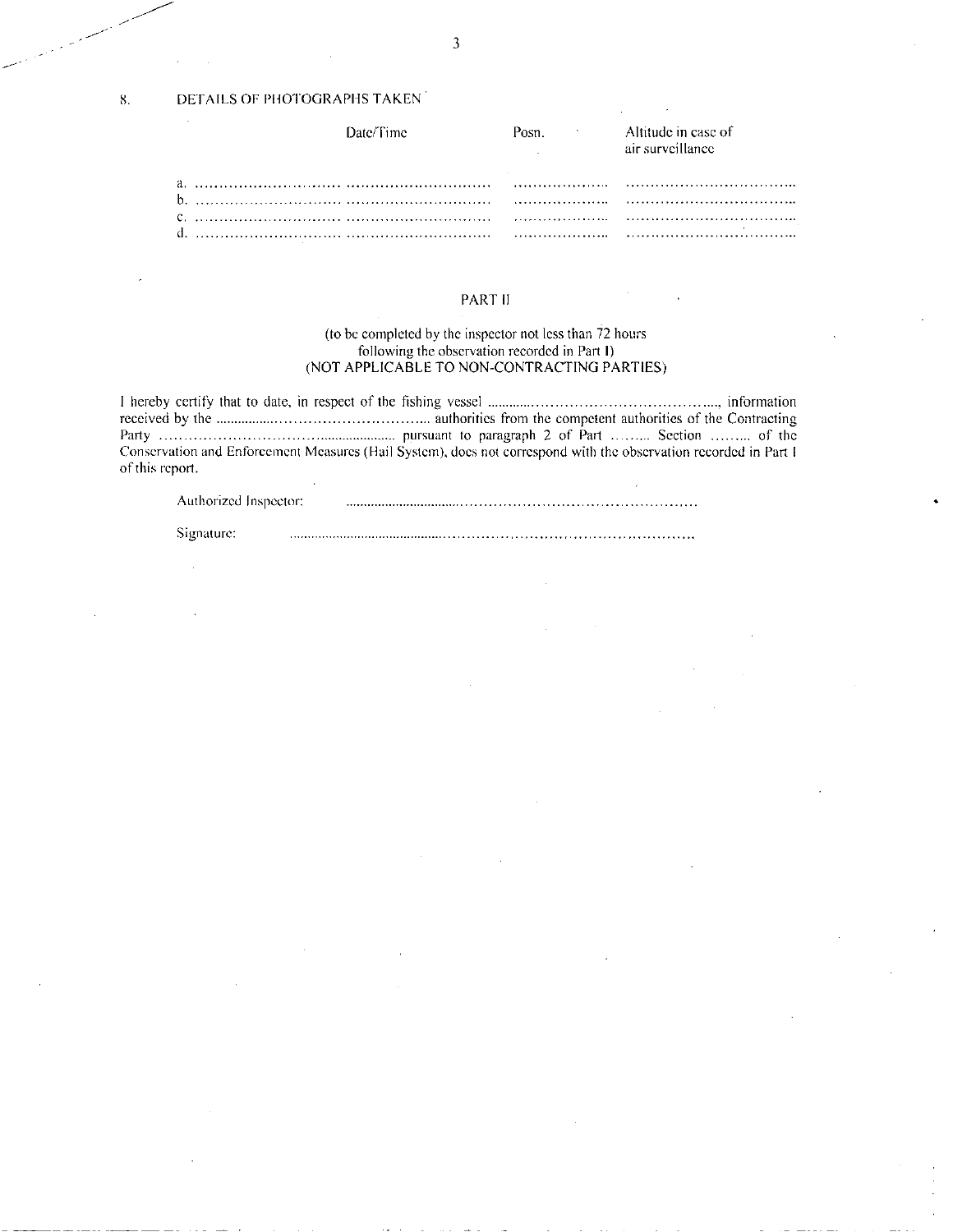8. DETAILS OF PHOTOGRAPHS TAKEN

| | Date/Time | Posn. | Altitude in case of air surveillance |
|---|---|---|---|
| a. | ……………………… ……………………… | ………………… | ……………………………… |
| b. | ……………………… ……………………… | ………………… | ……………………………… |
| c. | ……………………… ……………………… | ………………… | ……………………………… |
| d. | ……………………… ……………………… | ………………… | ……………………………… |

## PART II

(to be completed by the inspector not less than 72 hours following the observation recorded in Part I)
(NOT APPLICABLE TO NON-CONTRACTING PARTIES)

I hereby certify that to date, in respect of the fishing vessel ……………………………………………, information received by the ……………………………………… authorities from the competent authorities of the Contracting Party ……………………………………… pursuant to paragraph 2 of Part ……… Section ……… of the Conservation and Enforcement Measures (Hail System), does not correspond with the observation recorded in Part I of this report.

Authorized Inspector: ………………………………………………………………………

Signature: ………………………………………………………………………